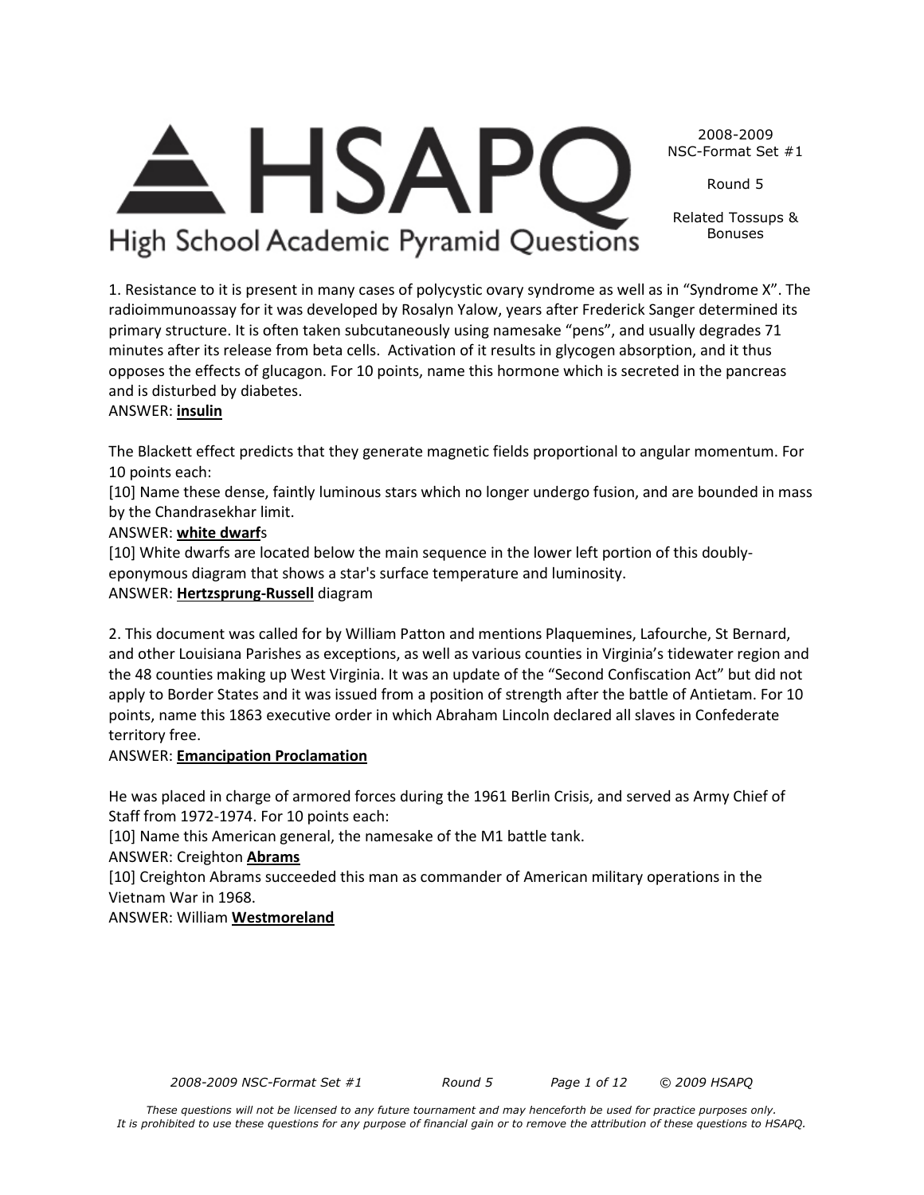2008-2009 NSC-Format Set #1

Round 5

Related Tossups & Bonuses

1. Resistance to it is present in many cases of polycystic ovary syndrome as well as in "Syndrome X". The radioimmunoassay for it was developed by Rosalyn Yalow, years after Frederick Sanger determined its primary structure. It is often taken subcutaneously using namesake "pens", and usually degrades 71 minutes after its release from beta cells. Activation of it results in glycogen absorption, and it thus opposes the effects of glucagon. For 10 points, name this hormone which is secreted in the pancreas and is disturbed by diabetes.
ANSWER: **insulin**

The Blackett effect predicts that they generate magnetic fields proportional to angular momentum. For 10 points each:
[10] Name these dense, faintly luminous stars which no longer undergo fusion, and are bounded in mass by the Chandrasekhar limit.
ANSWER: **white dwarf**s
[10] White dwarfs are located below the main sequence in the lower left portion of this doubly-eponymous diagram that shows a star's surface temperature and luminosity.
ANSWER: **Hertzsprung-Russell** diagram

2. This document was called for by William Patton and mentions Plaquemines, Lafourche, St Bernard, and other Louisiana Parishes as exceptions, as well as various counties in Virginia's tidewater region and the 48 counties making up West Virginia. It was an update of the "Second Confiscation Act" but did not apply to Border States and it was issued from a position of strength after the battle of Antietam. For 10 points, name this 1863 executive order in which Abraham Lincoln declared all slaves in Confederate territory free.
ANSWER: **Emancipation Proclamation**

He was placed in charge of armored forces during the 1961 Berlin Crisis, and served as Army Chief of Staff from 1972-1974. For 10 points each:
[10] Name this American general, the namesake of the M1 battle tank.
ANSWER: Creighton **Abrams**
[10] Creighton Abrams succeeded this man as commander of American military operations in the Vietnam War in 1968.
ANSWER: William **Westmoreland**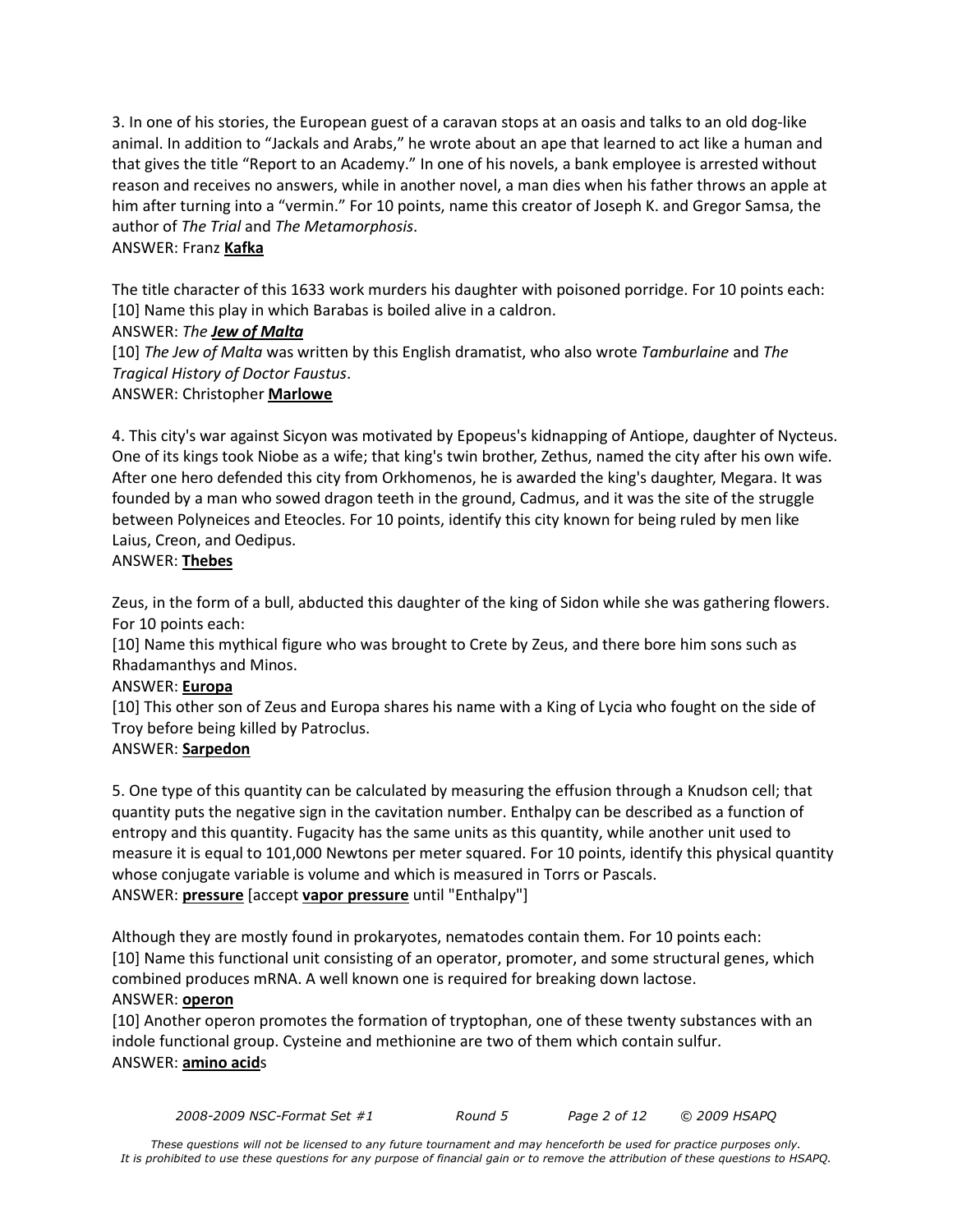3. In one of his stories, the European guest of a caravan stops at an oasis and talks to an old dog-like animal. In addition to "Jackals and Arabs," he wrote about an ape that learned to act like a human and that gives the title "Report to an Academy." In one of his novels, a bank employee is arrested without reason and receives no answers, while in another novel, a man dies when his father throws an apple at him after turning into a "vermin." For 10 points, name this creator of Joseph K. and Gregor Samsa, the author of *The Trial* and *The Metamorphosis*.
ANSWER: Franz **Kafka**

The title character of this 1633 work murders his daughter with poisoned porridge. For 10 points each:
[10] Name this play in which Barabas is boiled alive in a caldron.
ANSWER: *The **Jew of Malta***
[10] *The Jew of Malta* was written by this English dramatist, who also wrote *Tamburlaine* and *The Tragical History of Doctor Faustus*.
ANSWER: Christopher **Marlowe**

4. This city's war against Sicyon was motivated by Epopeus's kidnapping of Antiope, daughter of Nycteus. One of its kings took Niobe as a wife; that king's twin brother, Zethus, named the city after his own wife. After one hero defended this city from Orkhomenos, he is awarded the king's daughter, Megara. It was founded by a man who sowed dragon teeth in the ground, Cadmus, and it was the site of the struggle between Polyneices and Eteocles. For 10 points, identify this city known for being ruled by men like Laius, Creon, and Oedipus.
ANSWER: **Thebes**

Zeus, in the form of a bull, abducted this daughter of the king of Sidon while she was gathering flowers. For 10 points each:
[10] Name this mythical figure who was brought to Crete by Zeus, and there bore him sons such as Rhadamanthys and Minos.
ANSWER: **Europa**
[10] This other son of Zeus and Europa shares his name with a King of Lycia who fought on the side of Troy before being killed by Patroclus.
ANSWER: **Sarpedon**

5. One type of this quantity can be calculated by measuring the effusion through a Knudson cell; that quantity puts the negative sign in the cavitation number. Enthalpy can be described as a function of entropy and this quantity. Fugacity has the same units as this quantity, while another unit used to measure it is equal to 101,000 Newtons per meter squared. For 10 points, identify this physical quantity whose conjugate variable is volume and which is measured in Torrs or Pascals.
ANSWER: **pressure** [accept **vapor pressure** until "Enthalpy"]

Although they are mostly found in prokaryotes, nematodes contain them. For 10 points each:
[10] Name this functional unit consisting of an operator, promoter, and some structural genes, which combined produces mRNA. A well known one is required for breaking down lactose.
ANSWER: **operon**
[10] Another operon promotes the formation of tryptophan, one of these twenty substances with an indole functional group. Cysteine and methionine are two of them which contain sulfur.
ANSWER: **amino acid**s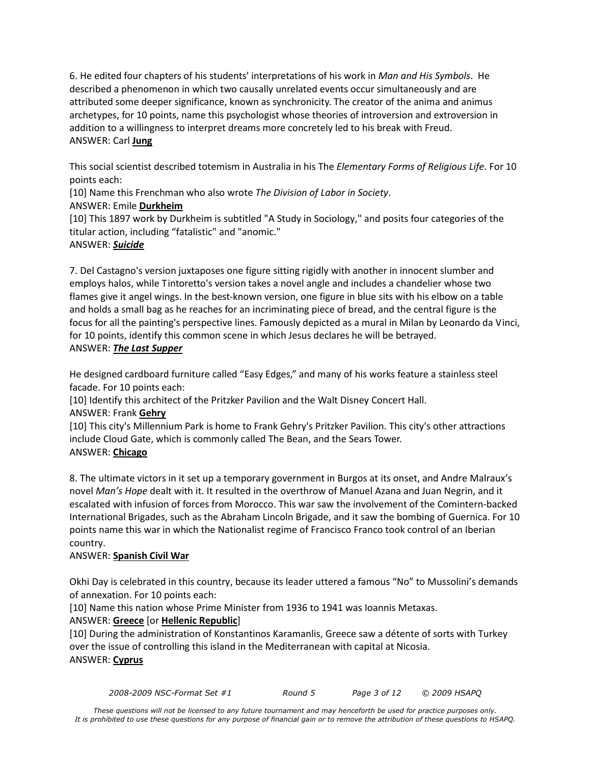6. He edited four chapters of his students' interpretations of his work in *Man and His Symbols*. He described a phenomenon in which two causally unrelated events occur simultaneously and are attributed some deeper significance, known as synchronicity. The creator of the anima and animus archetypes, for 10 points, name this psychologist whose theories of introversion and extroversion in addition to a willingness to interpret dreams more concretely led to his break with Freud.
ANSWER: Carl **Jung**

This social scientist described totemism in Australia in his The *Elementary Forms of Religious Life*. For 10 points each:

[10] Name this Frenchman who also wrote *The Division of Labor in Society*.
ANSWER: Emile **Durkheim**

[10] This 1897 work by Durkheim is subtitled "A Study in Sociology," and posits four categories of the titular action, including "fatalistic" and "anomic."
ANSWER: ***Suicide***

7. Del Castagno's version juxtaposes one figure sitting rigidly with another in innocent slumber and employs halos, while Tintoretto's version takes a novel angle and includes a chandelier whose two flames give it angel wings. In the best-known version, one figure in blue sits with his elbow on a table and holds a small bag as he reaches for an incriminating piece of bread, and the central figure is the focus for all the painting's perspective lines. Famously depicted as a mural in Milan by Leonardo da Vinci, for 10 points, identify this common scene in which Jesus declares he will be betrayed.
ANSWER: ***The Last Supper***

He designed cardboard furniture called "Easy Edges," and many of his works feature a stainless steel facade. For 10 points each:

[10] Identify this architect of the Pritzker Pavilion and the Walt Disney Concert Hall.
ANSWER: Frank **Gehry**

[10] This city's Millennium Park is home to Frank Gehry's Pritzker Pavilion. This city's other attractions include Cloud Gate, which is commonly called The Bean, and the Sears Tower.
ANSWER: **Chicago**

8. The ultimate victors in it set up a temporary government in Burgos at its onset, and Andre Malraux's novel *Man's Hope* dealt with it. It resulted in the overthrow of Manuel Azana and Juan Negrin, and it escalated with infusion of forces from Morocco. This war saw the involvement of the Comintern-backed International Brigades, such as the Abraham Lincoln Brigade, and it saw the bombing of Guernica. For 10 points name this war in which the Nationalist regime of Francisco Franco took control of an Iberian country.
ANSWER: **Spanish Civil War**

Okhi Day is celebrated in this country, because its leader uttered a famous "No" to Mussolini's demands of annexation. For 10 points each:

[10] Name this nation whose Prime Minister from 1936 to 1941 was Ioannis Metaxas.
ANSWER: **Greece** [or **Hellenic Republic**]

[10] During the administration of Konstantinos Karamanlis, Greece saw a détente of sorts with Turkey over the issue of controlling this island in the Mediterranean with capital at Nicosia.
ANSWER: **Cyprus**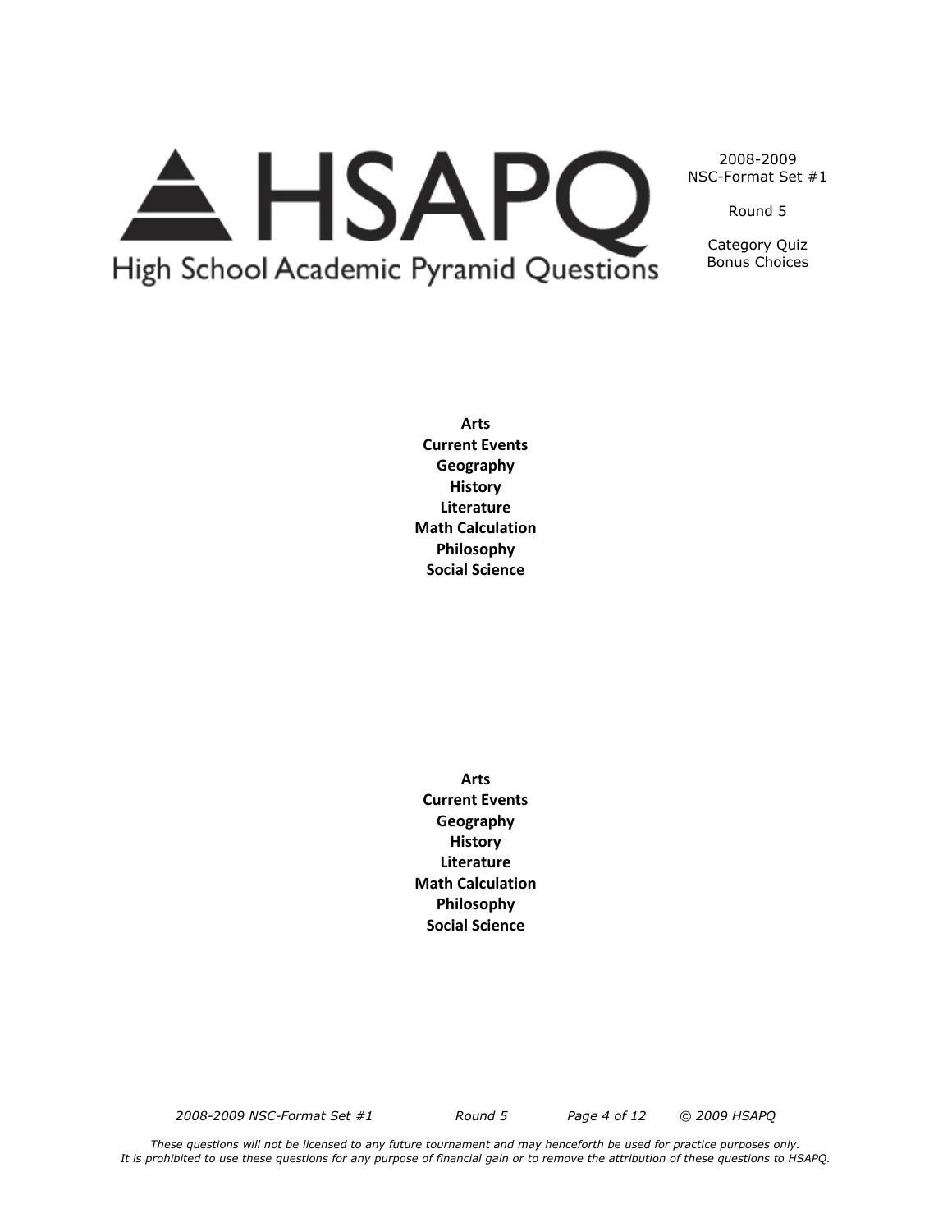2008-2009
NSC-Format Set #1

Round 5

Category Quiz
Bonus Choices

**Arts**
**Current Events**
**Geography**
**History**
**Literature**
**Math Calculation**
**Philosophy**
**Social Science**

**Arts**
**Current Events**
**Geography**
**History**
**Literature**
**Math Calculation**
**Philosophy**
**Social Science**

*These questions will not be licensed to any future tournament and may henceforth be used for practice purposes only.*
*It is prohibited to use these questions for any purpose of financial gain or to remove the attribution of these questions to HSAPQ.*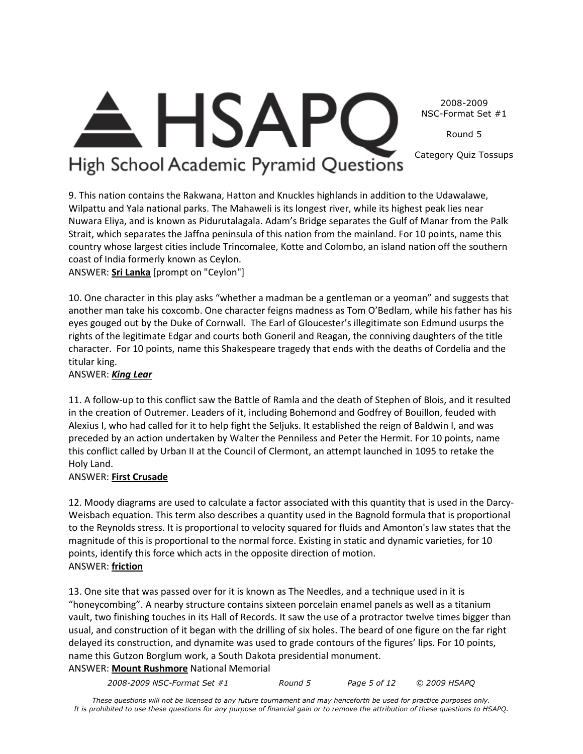9. This nation contains the Rakwana, Hatton and Knuckles highlands in addition to the Udawalawe, Wilpattu and Yala national parks. The Mahaweli is its longest river, while its highest peak lies near Nuwara Eliya, and is known as Pidurutalagala. Adam's Bridge separates the Gulf of Manar from the Palk Strait, which separates the Jaffna peninsula of this nation from the mainland. For 10 points, name this country whose largest cities include Trincomalee, Kotte and Colombo, an island nation off the southern coast of India formerly known as Ceylon.

ANSWER: **Sri Lanka** [prompt on "Ceylon"]

10. One character in this play asks "whether a madman be a gentleman or a yeoman" and suggests that another man take his coxcomb. One character feigns madness as Tom O'Bedlam, while his father has his eyes gouged out by the Duke of Cornwall. The Earl of Gloucester's illegitimate son Edmund usurps the rights of the legitimate Edgar and courts both Goneril and Reagan, the conniving daughters of the title character. For 10 points, name this Shakespeare tragedy that ends with the deaths of Cordelia and the titular king.

ANSWER: ***King Lear***

11. A follow-up to this conflict saw the Battle of Ramla and the death of Stephen of Blois, and it resulted in the creation of Outremer. Leaders of it, including Bohemond and Godfrey of Bouillon, feuded with Alexius I, who had called for it to help fight the Seljuks. It established the reign of Baldwin I, and was preceded by an action undertaken by Walter the Penniless and Peter the Hermit. For 10 points, name this conflict called by Urban II at the Council of Clermont, an attempt launched in 1095 to retake the Holy Land.

ANSWER: **First Crusade**

12. Moody diagrams are used to calculate a factor associated with this quantity that is used in the Darcy-Weisbach equation. This term also describes a quantity used in the Bagnold formula that is proportional to the Reynolds stress. It is proportional to velocity squared for fluids and Amonton's law states that the magnitude of this is proportional to the normal force. Existing in static and dynamic varieties, for 10 points, identify this force which acts in the opposite direction of motion.

ANSWER: **friction**

13. One site that was passed over for it is known as The Needles, and a technique used in it is "honeycombing". A nearby structure contains sixteen porcelain enamel panels as well as a titanium vault, two finishing touches in its Hall of Records. It saw the use of a protractor twelve times bigger than usual, and construction of it began with the drilling of six holes. The beard of one figure on the far right delayed its construction, and dynamite was used to grade contours of the figures' lips. For 10 points, name this Gutzon Borglum work, a South Dakota presidential monument.

ANSWER: **Mount Rushmore** National Memorial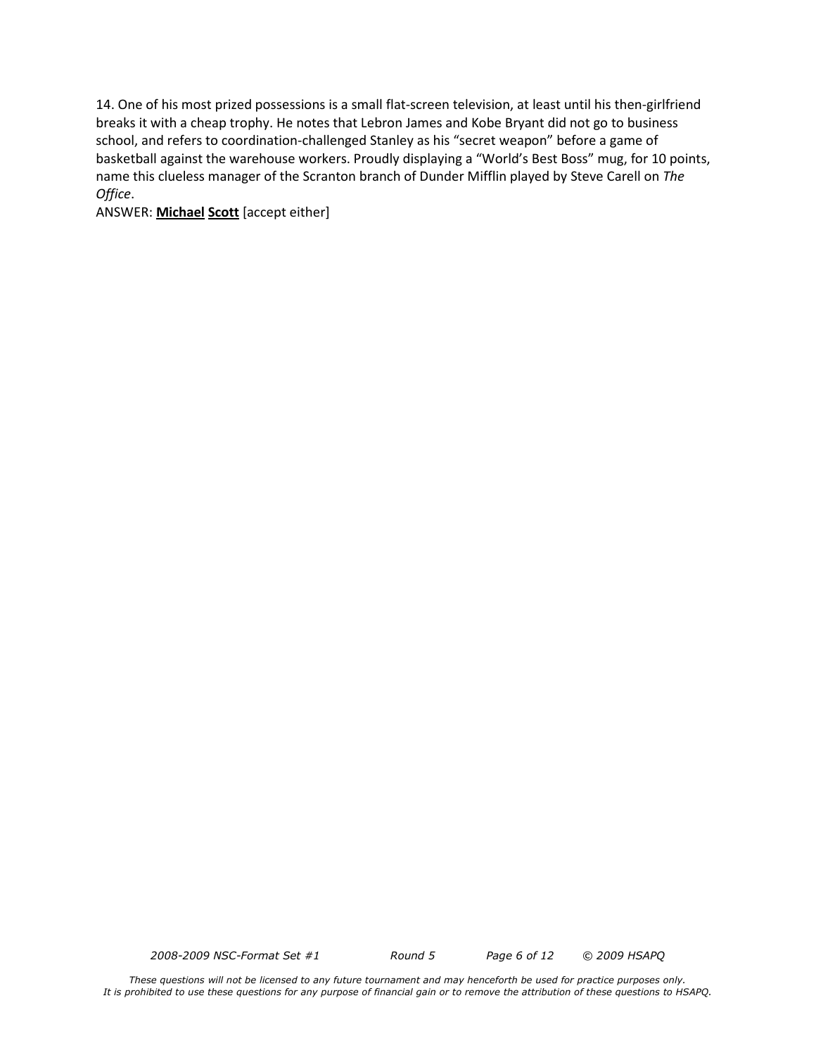14. One of his most prized possessions is a small flat-screen television, at least until his then-girlfriend breaks it with a cheap trophy. He notes that Lebron James and Kobe Bryant did not go to business school, and refers to coordination-challenged Stanley as his "secret weapon" before a game of basketball against the warehouse workers. Proudly displaying a "World's Best Boss" mug, for 10 points, name this clueless manager of the Scranton branch of Dunder Mifflin played by Steve Carell on *The Office*.

ANSWER: **Michael** **Scott** [accept either]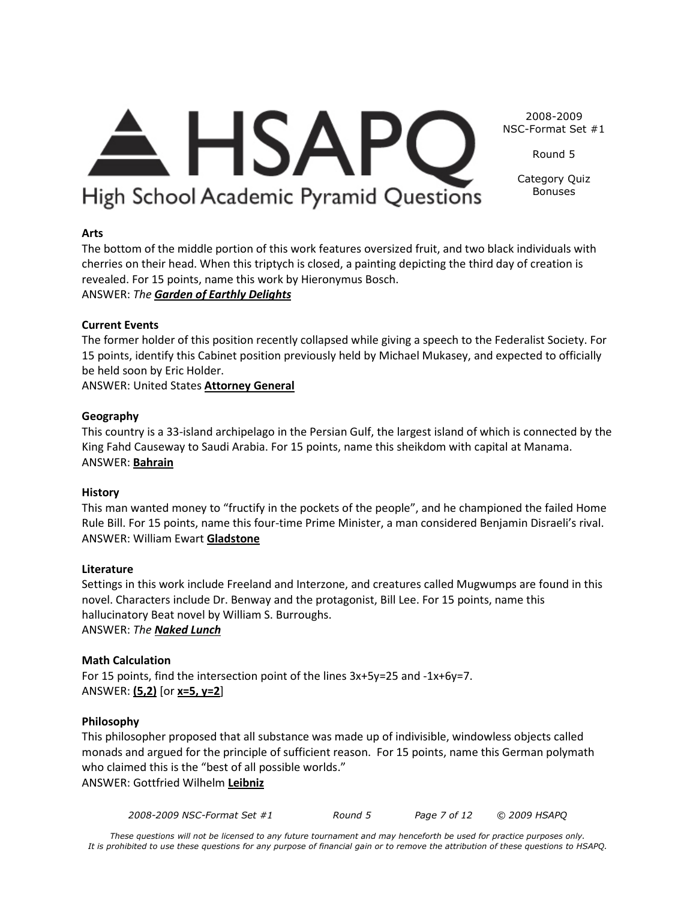**Arts**

The bottom of the middle portion of this work features oversized fruit, and two black individuals with cherries on their head. When this triptych is closed, a painting depicting the third day of creation is revealed. For 15 points, name this work by Hieronymus Bosch.

ANSWER: *The **Garden of Earthly Delights***

**Current Events**

The former holder of this position recently collapsed while giving a speech to the Federalist Society. For 15 points, identify this Cabinet position previously held by Michael Mukasey, and expected to officially be held soon by Eric Holder.

ANSWER: United States **Attorney General**

**Geography**

This country is a 33-island archipelago in the Persian Gulf, the largest island of which is connected by the King Fahd Causeway to Saudi Arabia. For 15 points, name this sheikdom with capital at Manama.

ANSWER: **Bahrain**

**History**

This man wanted money to "fructify in the pockets of the people", and he championed the failed Home Rule Bill. For 15 points, name this four-time Prime Minister, a man considered Benjamin Disraeli's rival.

ANSWER: William Ewart **Gladstone**

**Literature**

Settings in this work include Freeland and Interzone, and creatures called Mugwumps are found in this novel. Characters include Dr. Benway and the protagonist, Bill Lee. For 15 points, name this hallucinatory Beat novel by William S. Burroughs.

ANSWER: *The **Naked Lunch***

**Math Calculation**

For 15 points, find the intersection point of the lines $3x+5y=25$ and $-1x+6y=7$.

ANSWER: **(5,2)** [or **x=5, y=2**]

**Philosophy**

This philosopher proposed that all substance was made up of indivisible, windowless objects called monads and argued for the principle of sufficient reason. For 15 points, name this German polymath who claimed this is the "best of all possible worlds."

ANSWER: Gottfried Wilhelm **Leibniz**

*These questions will not be licensed to any future tournament and may henceforth be used for practice purposes only. It is prohibited to use these questions for any purpose of financial gain or to remove the attribution of these questions to HSAPQ.*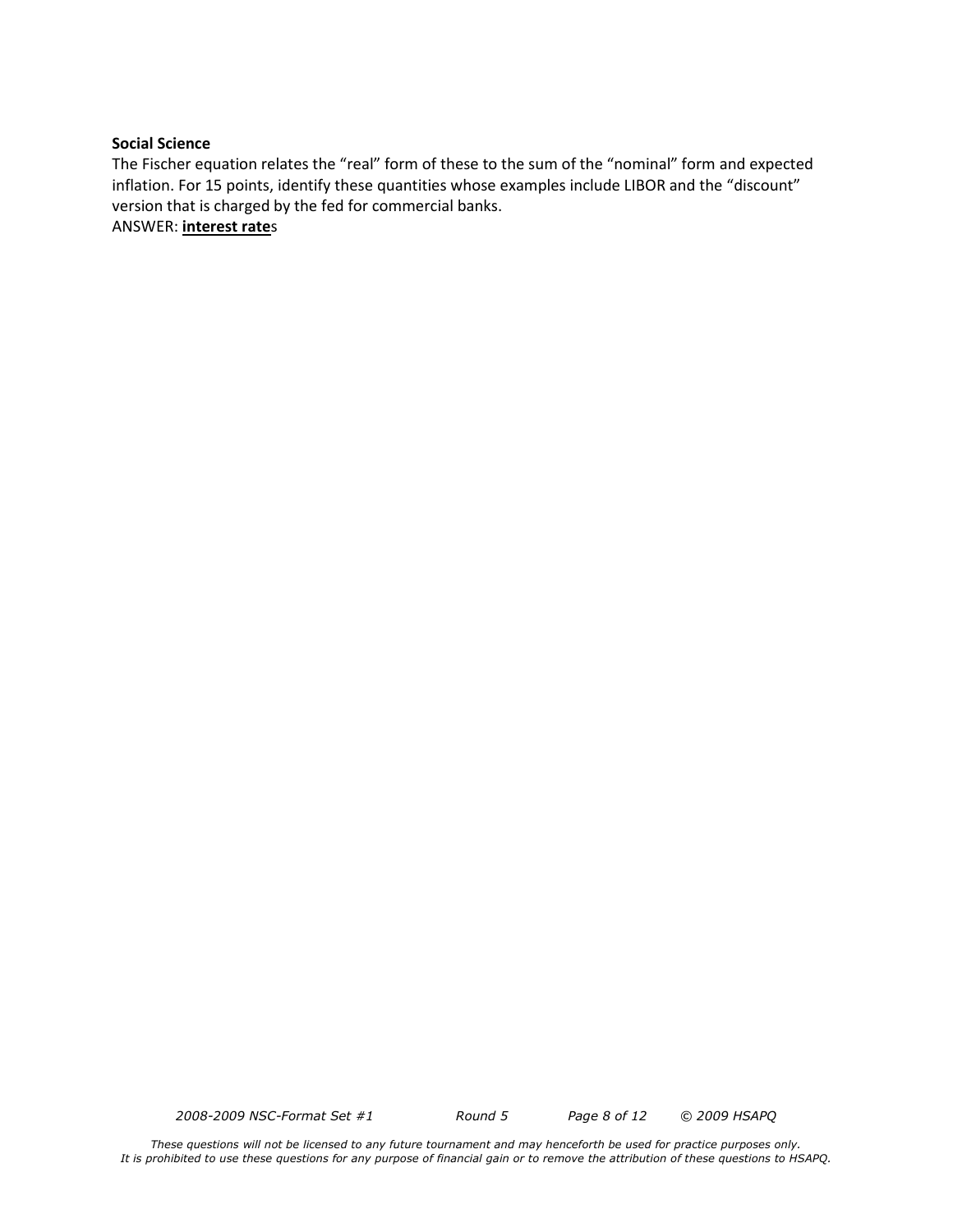**Social Science**

The Fischer equation relates the "real" form of these to the sum of the "nominal" form and expected inflation. For 15 points, identify these quantities whose examples include LIBOR and the "discount" version that is charged by the fed for commercial banks.

ANSWER: **interest rate**s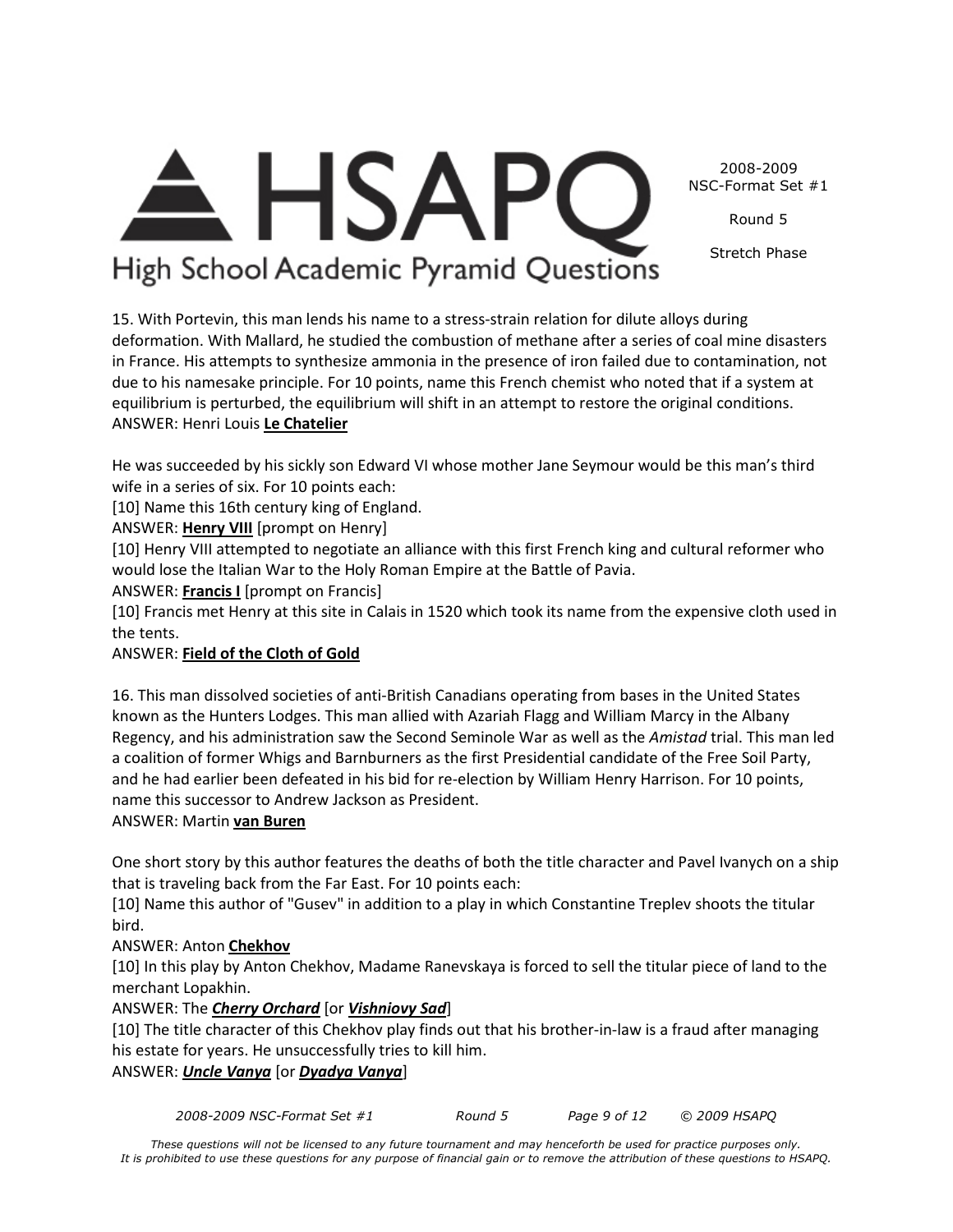15. With Portevin, this man lends his name to a stress-strain relation for dilute alloys during deformation. With Mallard, he studied the combustion of methane after a series of coal mine disasters in France. His attempts to synthesize ammonia in the presence of iron failed due to contamination, not due to his namesake principle. For 10 points, name this French chemist who noted that if a system at equilibrium is perturbed, the equilibrium will shift in an attempt to restore the original conditions.
ANSWER: Henri Louis **Le Chatelier**

He was succeeded by his sickly son Edward VI whose mother Jane Seymour would be this man's third wife in a series of six. For 10 points each:
[10] Name this 16th century king of England.
ANSWER: **Henry VIII** [prompt on Henry]
[10] Henry VIII attempted to negotiate an alliance with this first French king and cultural reformer who would lose the Italian War to the Holy Roman Empire at the Battle of Pavia.
ANSWER: **Francis I** [prompt on Francis]
[10] Francis met Henry at this site in Calais in 1520 which took its name from the expensive cloth used in the tents.
ANSWER: **Field of the Cloth of Gold**

16. This man dissolved societies of anti-British Canadians operating from bases in the United States known as the Hunters Lodges. This man allied with Azariah Flagg and William Marcy in the Albany Regency, and his administration saw the Second Seminole War as well as the *Amistad* trial. This man led a coalition of former Whigs and Barnburners as the first Presidential candidate of the Free Soil Party, and he had earlier been defeated in his bid for re-election by William Henry Harrison. For 10 points, name this successor to Andrew Jackson as President.
ANSWER: Martin **van Buren**

One short story by this author features the deaths of both the title character and Pavel Ivanych on a ship that is traveling back from the Far East. For 10 points each:
[10] Name this author of "Gusev" in addition to a play in which Constantine Treplev shoots the titular bird.
ANSWER: Anton **Chekhov**
[10] In this play by Anton Chekhov, Madame Ranevskaya is forced to sell the titular piece of land to the merchant Lopakhin.
ANSWER: The ***Cherry Orchard*** [or ***Vishniovy Sad***]
[10] The title character of this Chekhov play finds out that his brother-in-law is a fraud after managing his estate for years. He unsuccessfully tries to kill him.
ANSWER: ***Uncle Vanya*** [or ***Dyadya Vanya***]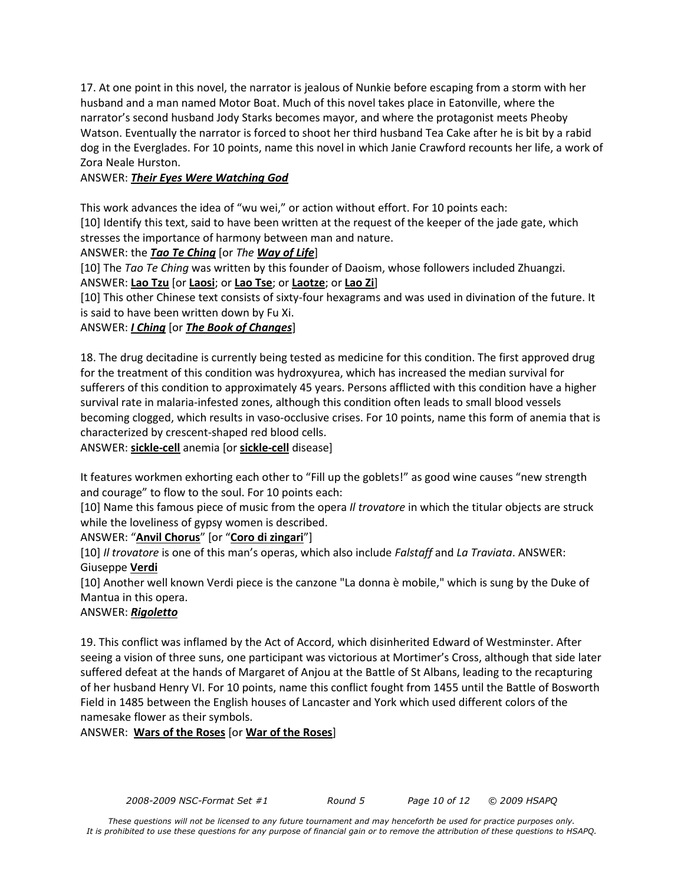17. At one point in this novel, the narrator is jealous of Nunkie before escaping from a storm with her husband and a man named Motor Boat. Much of this novel takes place in Eatonville, where the narrator's second husband Jody Starks becomes mayor, and where the protagonist meets Pheoby Watson. Eventually the narrator is forced to shoot her third husband Tea Cake after he is bit by a rabid dog in the Everglades. For 10 points, name this novel in which Janie Crawford recounts her life, a work of Zora Neale Hurston.

ANSWER: ***Their Eyes Were Watching God***

This work advances the idea of "wu wei," or action without effort. For 10 points each:

[10] Identify this text, said to have been written at the request of the keeper of the jade gate, which stresses the importance of harmony between man and nature.

ANSWER: the ***Tao Te Ching*** [or *The* ***Way of Life***]

[10] The *Tao Te Ching* was written by this founder of Daoism, whose followers included Zhuangzi.

ANSWER: **Lao Tzu** [or **Laosi**; or **Lao Tse**; or **Laotze**; or **Lao Zi**]

[10] This other Chinese text consists of sixty-four hexagrams and was used in divination of the future. It is said to have been written down by Fu Xi.

ANSWER: ***I Ching*** [or ***The Book of Changes***]

18. The drug decitadine is currently being tested as medicine for this condition. The first approved drug for the treatment of this condition was hydroxyurea, which has increased the median survival for sufferers of this condition to approximately 45 years. Persons afflicted with this condition have a higher survival rate in malaria-infested zones, although this condition often leads to small blood vessels becoming clogged, which results in vaso-occlusive crises. For 10 points, name this form of anemia that is characterized by crescent-shaped red blood cells.

ANSWER: **sickle-cell** anemia [or **sickle-cell** disease]

It features workmen exhorting each other to "Fill up the goblets!" as good wine causes "new strength and courage" to flow to the soul. For 10 points each:

[10] Name this famous piece of music from the opera *Il trovatore* in which the titular objects are struck while the loveliness of gypsy women is described.

ANSWER: "**Anvil Chorus**" [or "**Coro di zingari**"]

[10] *Il trovatore* is one of this man's operas, which also include *Falstaff* and *La Traviata*. ANSWER: Giuseppe **Verdi**

[10] Another well known Verdi piece is the canzone "La donna è mobile," which is sung by the Duke of Mantua in this opera.

ANSWER: ***Rigoletto***

19. This conflict was inflamed by the Act of Accord, which disinherited Edward of Westminster. After seeing a vision of three suns, one participant was victorious at Mortimer's Cross, although that side later suffered defeat at the hands of Margaret of Anjou at the Battle of St Albans, leading to the recapturing of her husband Henry VI. For 10 points, name this conflict fought from 1455 until the Battle of Bosworth Field in 1485 between the English houses of Lancaster and York which used different colors of the namesake flower as their symbols.

ANSWER: **Wars of the Roses** [or **War of the Roses**]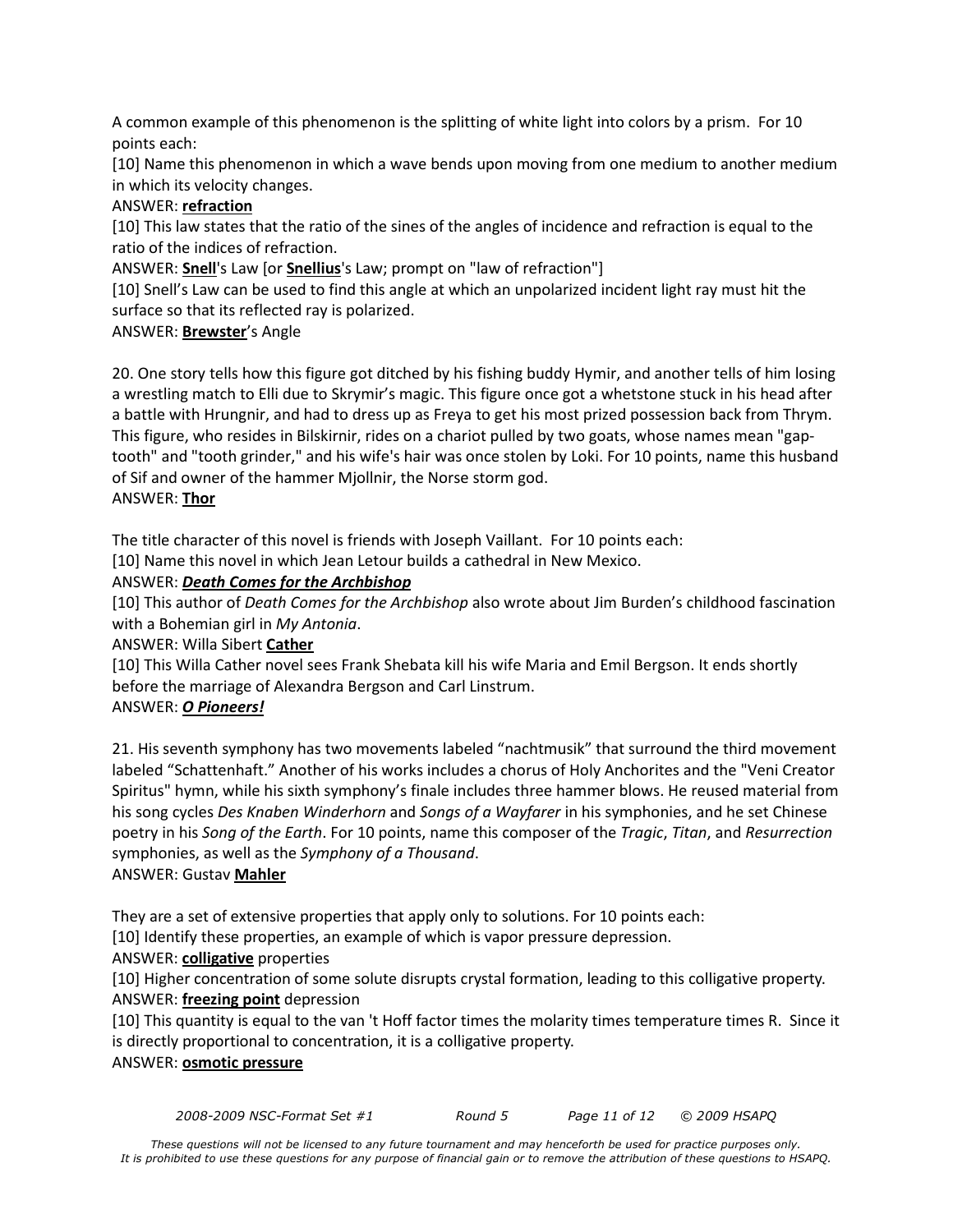A common example of this phenomenon is the splitting of white light into colors by a prism. For 10 points each:

[10] Name this phenomenon in which a wave bends upon moving from one medium to another medium in which its velocity changes.

ANSWER: **refraction**

[10] This law states that the ratio of the sines of the angles of incidence and refraction is equal to the ratio of the indices of refraction.

ANSWER: **Snell**'s Law [or **Snellius**'s Law; prompt on "law of refraction"]

[10] Snell's Law can be used to find this angle at which an unpolarized incident light ray must hit the surface so that its reflected ray is polarized.

ANSWER: **Brewster**'s Angle

20. One story tells how this figure got ditched by his fishing buddy Hymir, and another tells of him losing a wrestling match to Elli due to Skrymir's magic. This figure once got a whetstone stuck in his head after a battle with Hrungnir, and had to dress up as Freya to get his most prized possession back from Thrym. This figure, who resides in Bilskirnir, rides on a chariot pulled by two goats, whose names mean "gap-tooth" and "tooth grinder," and his wife's hair was once stolen by Loki. For 10 points, name this husband of Sif and owner of the hammer Mjollnir, the Norse storm god.

ANSWER: **Thor**

The title character of this novel is friends with Joseph Vaillant. For 10 points each:

[10] Name this novel in which Jean Letour builds a cathedral in New Mexico.

ANSWER: ***Death Comes for the Archbishop***

[10] This author of *Death Comes for the Archbishop* also wrote about Jim Burden's childhood fascination with a Bohemian girl in *My Antonia*.

ANSWER: Willa Sibert **Cather**

[10] This Willa Cather novel sees Frank Shebata kill his wife Maria and Emil Bergson. It ends shortly before the marriage of Alexandra Bergson and Carl Linstrum.

ANSWER: ***O Pioneers!***

21. His seventh symphony has two movements labeled "nachtmusik" that surround the third movement labeled "Schattenhaft." Another of his works includes a chorus of Holy Anchorites and the "Veni Creator Spiritus" hymn, while his sixth symphony's finale includes three hammer blows. He reused material from his song cycles *Des Knaben Winderhorn* and *Songs of a Wayfarer* in his symphonies, and he set Chinese poetry in his *Song of the Earth*. For 10 points, name this composer of the *Tragic*, *Titan*, and *Resurrection* symphonies, as well as the *Symphony of a Thousand*.

ANSWER: Gustav **Mahler**

They are a set of extensive properties that apply only to solutions. For 10 points each:

[10] Identify these properties, an example of which is vapor pressure depression.

ANSWER: **colligative** properties

[10] Higher concentration of some solute disrupts crystal formation, leading to this colligative property.

ANSWER: **freezing point** depression

[10] This quantity is equal to the van 't Hoff factor times the molarity times temperature times R. Since it is directly proportional to concentration, it is a colligative property.

ANSWER: **osmotic pressure**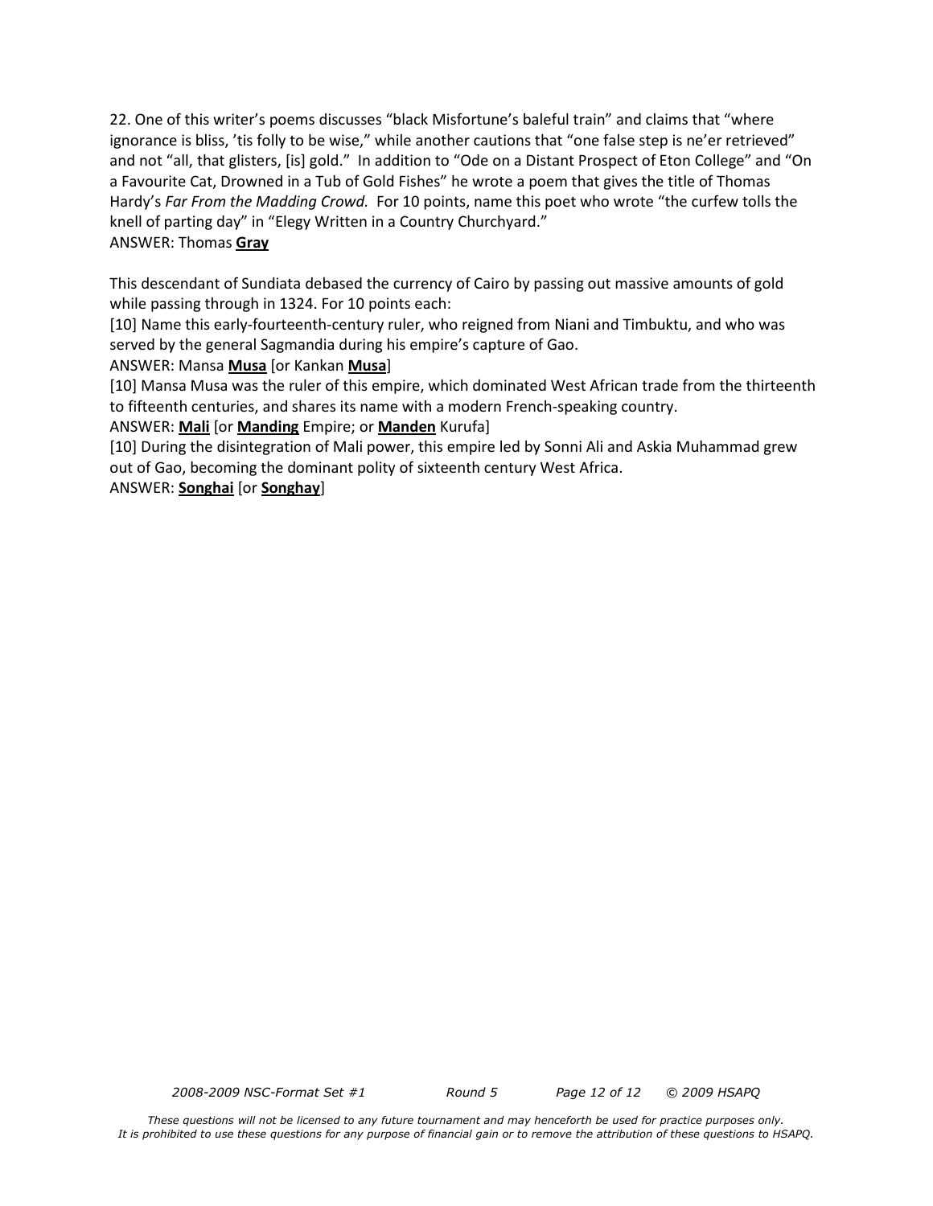22. One of this writer's poems discusses "black Misfortune's baleful train" and claims that "where ignorance is bliss, 'tis folly to be wise," while another cautions that "one false step is ne'er retrieved" and not "all, that glisters, [is] gold." In addition to "Ode on a Distant Prospect of Eton College" and "On a Favourite Cat, Drowned in a Tub of Gold Fishes" he wrote a poem that gives the title of Thomas Hardy's *Far From the Madding Crowd.* For 10 points, name this poet who wrote "the curfew tolls the knell of parting day" in "Elegy Written in a Country Churchyard."
ANSWER: Thomas **Gray**

This descendant of Sundiata debased the currency of Cairo by passing out massive amounts of gold while passing through in 1324. For 10 points each:

[10] Name this early-fourteenth-century ruler, who reigned from Niani and Timbuktu, and who was served by the general Sagmandia during his empire's capture of Gao.
ANSWER: Mansa **Musa** [or Kankan **Musa**]

[10] Mansa Musa was the ruler of this empire, which dominated West African trade from the thirteenth to fifteenth centuries, and shares its name with a modern French-speaking country.
ANSWER: **Mali** [or **Manding** Empire; or **Manden** Kurufa]

[10] During the disintegration of Mali power, this empire led by Sonni Ali and Askia Muhammad grew out of Gao, becoming the dominant polity of sixteenth century West Africa.
ANSWER: **Songhai** [or **Songhay**]

*These questions will not be licensed to any future tournament and may henceforth be used for practice purposes only. It is prohibited to use these questions for any purpose of financial gain or to remove the attribution of these questions to HSAPQ.*